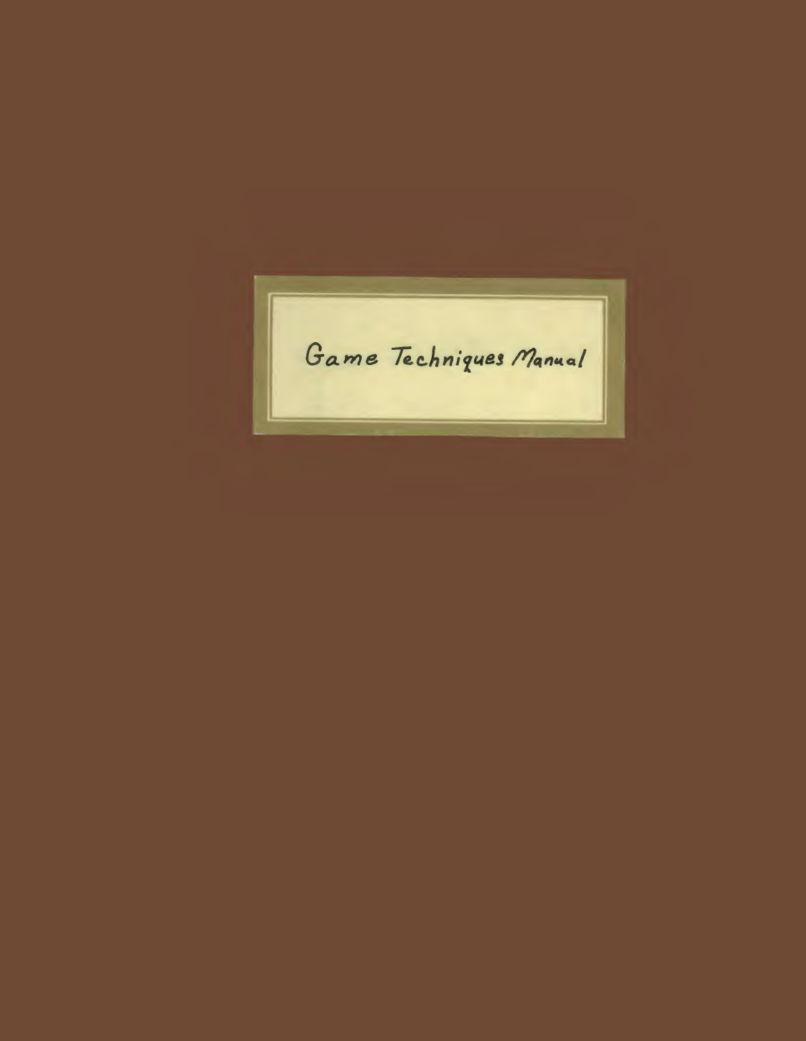# Game Techniques Manual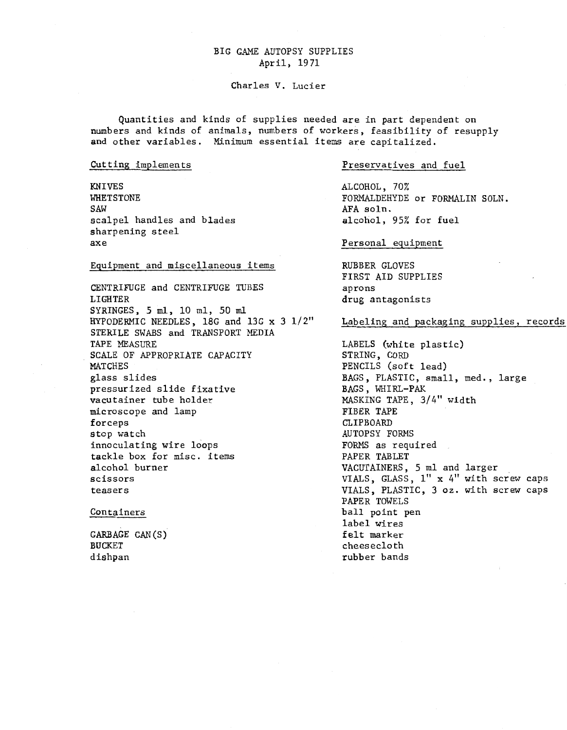# BIG GAME AUTOPSY SUPPLIES
April, 1971

Charles V. Lucier

Quantities and kinds of supplies needed are in part dependent on numbers and kinds of animals, numbers of workers, feasibility of resupply and other variables. Minimum essential items are capitalized.

## Cutting implements

KNIVES
WHETSTONE
SAW
scalpel handles and blades
sharpening steel
axe

## Equipment and miscellaneous items

CENTRIFUGE and CENTRIFUGE TUBES
LIGHTER
SYRINGES, 5 ml, 10 ml, 50 ml
HYPODERMIC NEEDLES, 18G and 13G x 3 1/2"
STERILE SWABS and TRANSPORT MEDIA
TAPE MEASURE
SCALE OF APPROPRIATE CAPACITY
MATCHES
glass slides
pressurized slide fixative
vacutainer tube holder
microscope and lamp
forceps
stop watch
innoculating wire loops
tackle box for misc. items
alcohol burner
scissors
teasers

## Containers

GARBAGE CAN(S)
BUCKET
dishpan

## Preservatives and fuel

ALCOHOL, 70%
FORMALDEHYDE or FORMALIN SOLN.
AFA soln.
alcohol, 95% for fuel

## Personal equipment

RUBBER GLOVES
FIRST AID SUPPLIES
aprons
drug antagonists

## Labeling and packaging supplies, records

LABELS (white plastic)
STRING, CORD
PENCILS (soft lead)
BAGS, PLASTIC, small, med., large
BAGS, WHIRL-PAK
MASKING TAPE, 3/4" width
FIBER TAPE
CLIPBOARD
AUTOPSY FORMS
FORMS as required
PAPER TABLET
VACUTAINERS, 5 ml and larger
VIALS, GLASS, 1" x 4" with screw caps
VIALS, PLASTIC, 3 oz. with screw caps
PAPER TOWELS
ball point pen
label wires
felt marker
cheesecloth
rubber bands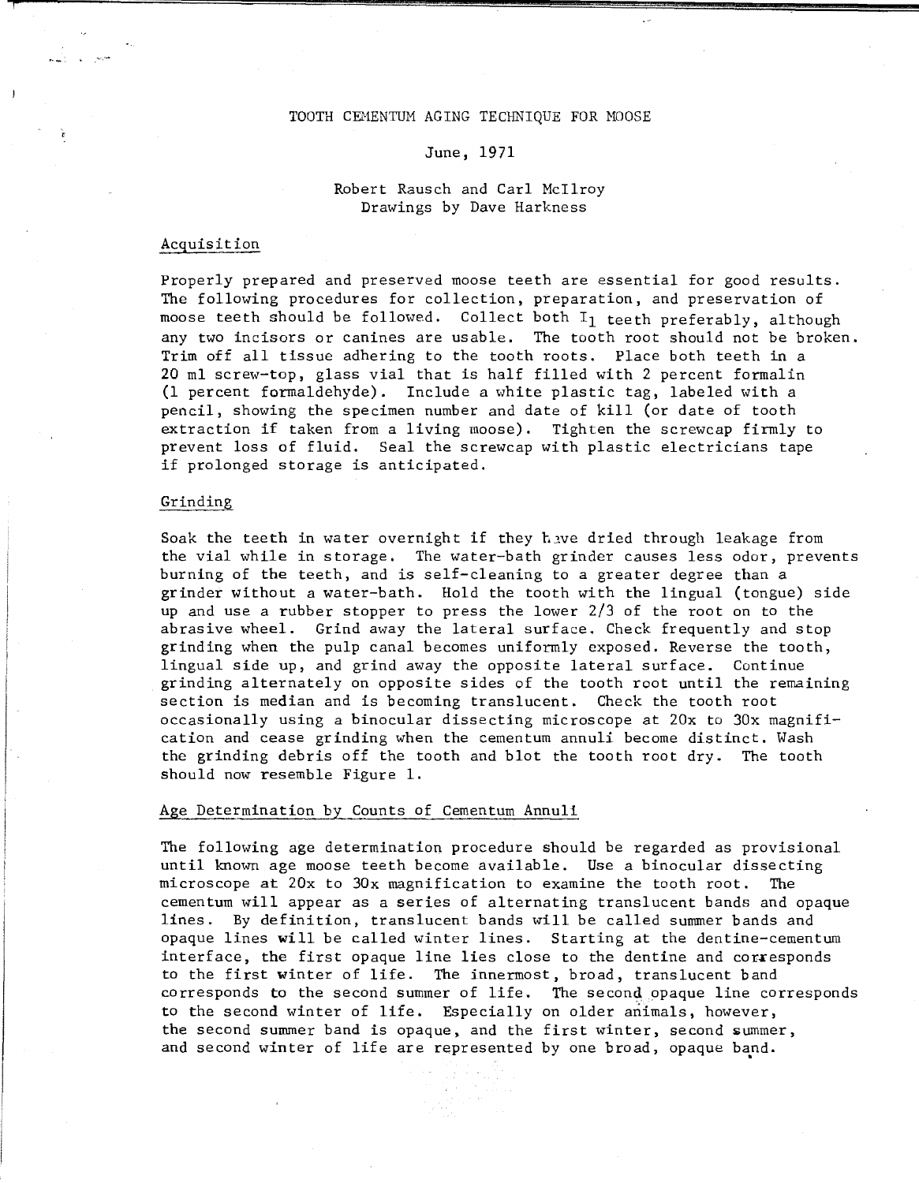# TOOTH CEMENTUM AGING TECHNIQUE FOR MOOSE

June, 1971

Robert Rausch and Carl McIlroy
Drawings by Dave Harkness

## Acquisition

Properly prepared and preserved moose teeth are essential for good results. The following procedures for collection, preparation, and preservation of moose teeth should be followed. Collect both $I_1$ teeth preferably, although any two incisors or canines are usable. The tooth root should not be broken. Trim off all tissue adhering to the tooth roots. Place both teeth in a 20 ml screw-top, glass vial that is half filled with 2 percent formalin (1 percent formaldehyde). Include a white plastic tag, labeled with a pencil, showing the specimen number and date of kill (or date of tooth extraction if taken from a living moose). Tighten the screwcap firmly to prevent loss of fluid. Seal the screwcap with plastic electricians tape if prolonged storage is anticipated.

## Grinding

Soak the teeth in water overnight if they have dried through leakage from the vial while in storage. The water-bath grinder causes less odor, prevents burning of the teeth, and is self-cleaning to a greater degree than a grinder without a water-bath. Hold the tooth with the lingual (tongue) side up and use a rubber stopper to press the lower 2/3 of the root on to the abrasive wheel. Grind away the lateral surface. Check frequently and stop grinding when the pulp canal becomes uniformly exposed. Reverse the tooth, lingual side up, and grind away the opposite lateral surface. Continue grinding alternately on opposite sides of the tooth root until the remaining section is median and is becoming translucent. Check the tooth root occasionally using a binocular dissecting microscope at 20x to 30x magnification and cease grinding when the cementum annuli become distinct. Wash the grinding debris off the tooth and blot the tooth root dry. The tooth should now resemble Figure 1.

## Age Determination by Counts of Cementum Annuli

The following age determination procedure should be regarded as provisional until known age moose teeth become available. Use a binocular dissecting microscope at 20x to 30x magnification to examine the tooth root. The cementum will appear as a series of alternating translucent bands and opaque lines. By definition, translucent bands will be called summer bands and opaque lines will be called winter lines. Starting at the dentine-cementum interface, the first opaque line lies close to the dentine and corresponds to the first winter of life. The innermost, broad, translucent band corresponds to the second summer of life. The second opaque line corresponds to the second winter of life. Especially on older animals, however, the second summer band is opaque, and the first winter, second summer, and second winter of life are represented by one broad, opaque band.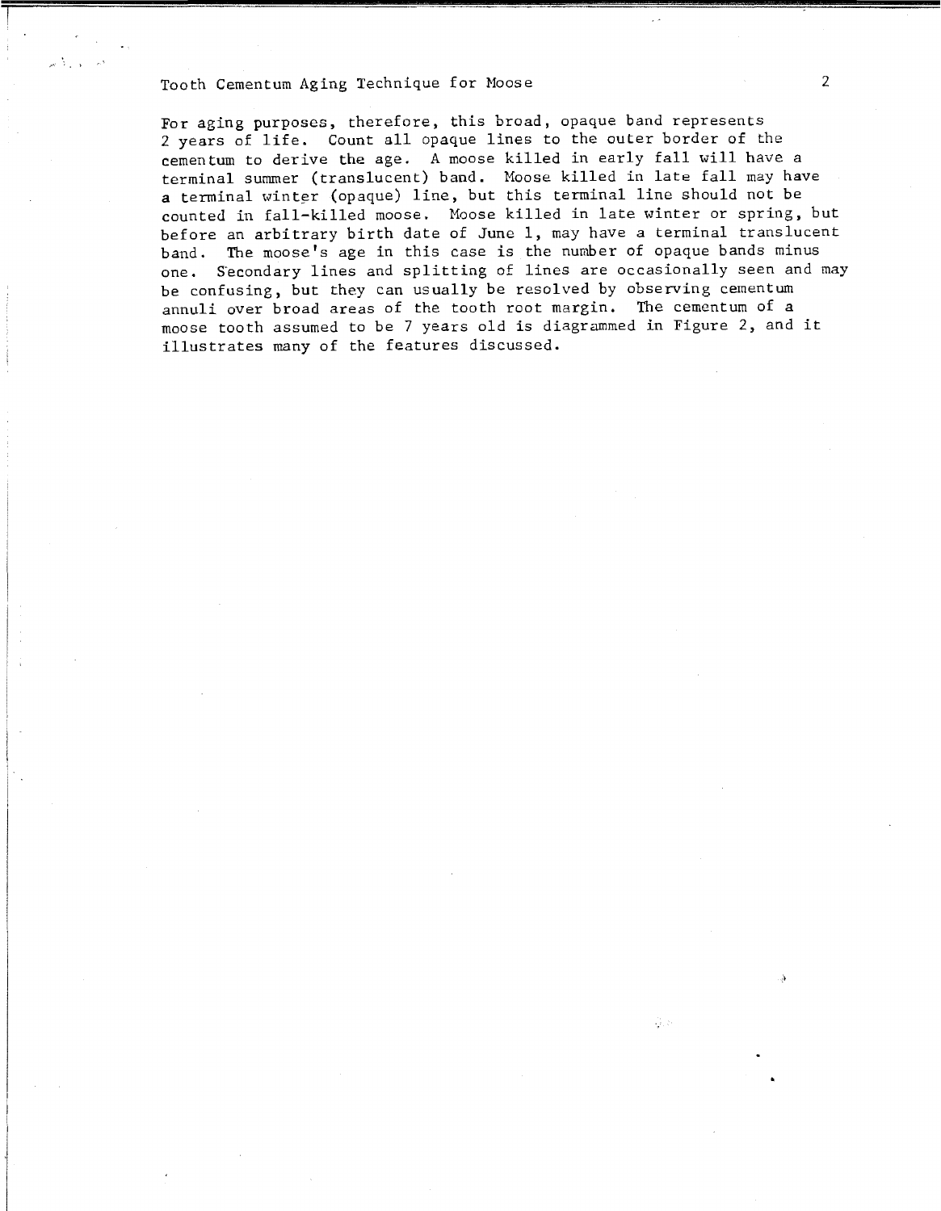For aging purposes, therefore, this broad, opaque band represents 2 years of life. Count all opaque lines to the outer border of the cementum to derive the age. A moose killed in early fall will have a terminal summer (translucent) band. Moose killed in late fall may have a terminal winter (opaque) line, but this terminal line should not be counted in fall-killed moose. Moose killed in late winter or spring, but before an arbitrary birth date of June 1, may have a terminal translucent band. The moose's age in this case is the number of opaque bands minus one. Secondary lines and splitting of lines are occasionally seen and may be confusing, but they can usually be resolved by observing cementum annuli over broad areas of the tooth root margin. The cementum of a moose tooth assumed to be 7 years old is diagrammed in Figure 2, and it illustrates many of the features discussed.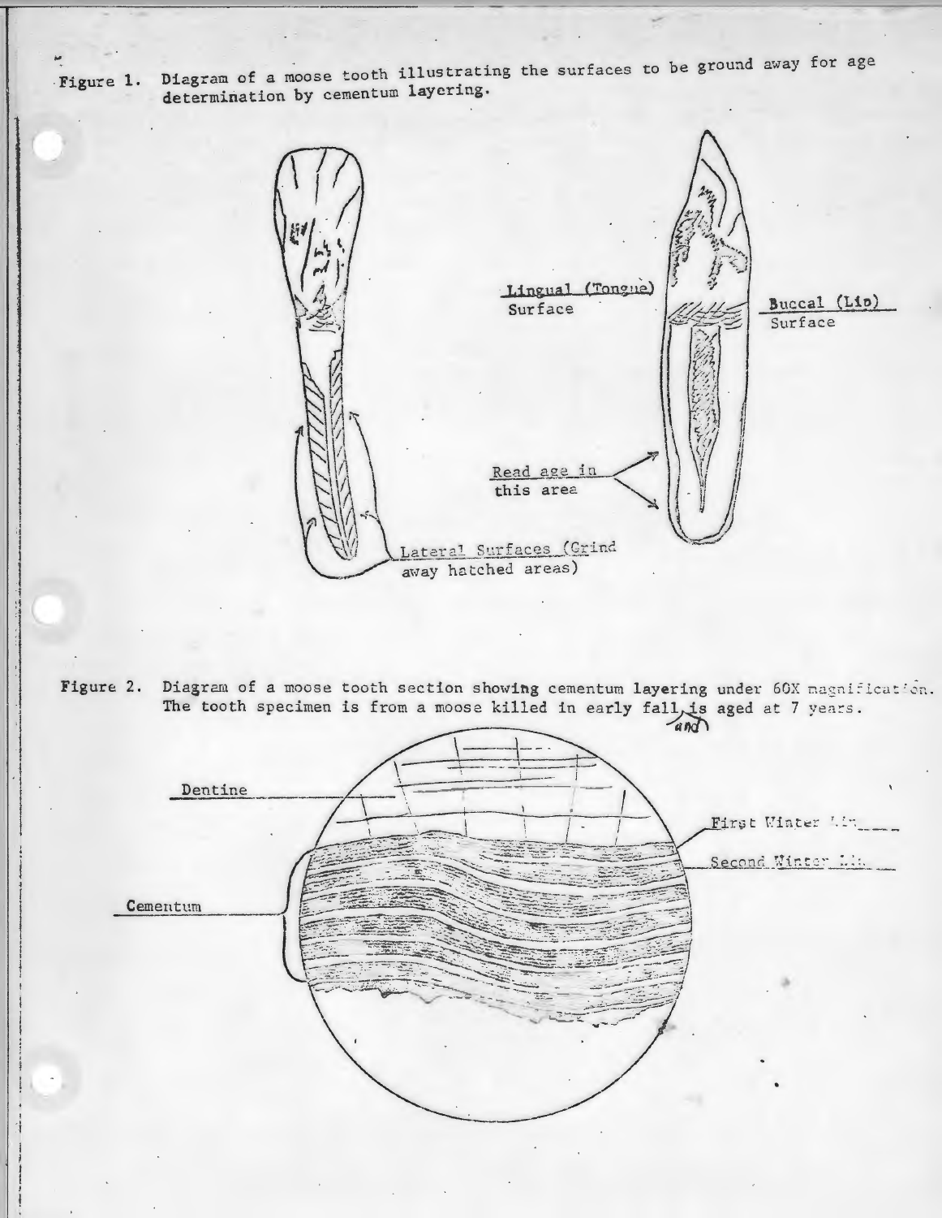Figure 1. Diagram of a moose tooth illustrating the surfaces to be ground away for age determination by cementum layering.

Lingual (Tongue) Surface

Buccal (Lip) Surface

Read age in this area

Lateral Surfaces (Grind away hatched areas)

Figure 2. Diagram of a moose tooth section showing cementum layering under 60X magnification. The tooth specimen is from a moose killed in early fall and is aged at 7 years.

Dentine

First Winter Lin

Second Winter Lin

Cementum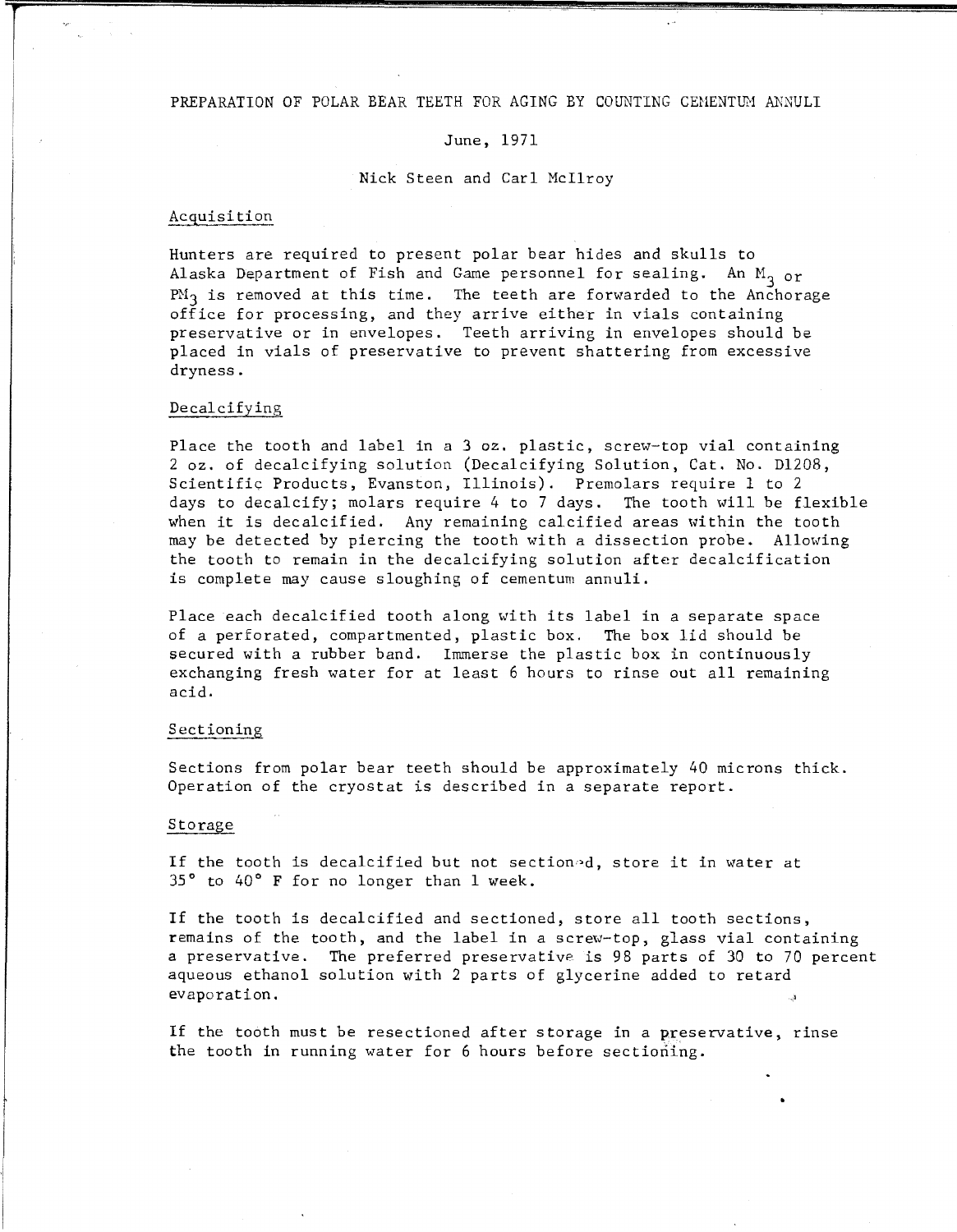# PREPARATION OF POLAR BEAR TEETH FOR AGING BY COUNTING CEMENTUM ANNULI

June, 1971

Nick Steen and Carl McIlroy

## Acquisition

Hunters are required to present polar bear hides and skulls to Alaska Department of Fish and Game personnel for sealing. An $M_3$ or $PM_3$ is removed at this time. The teeth are forwarded to the Anchorage office for processing, and they arrive either in vials containing preservative or in envelopes. Teeth arriving in envelopes should be placed in vials of preservative to prevent shattering from excessive dryness.

## Decalcifying

Place the tooth and label in a 3 oz. plastic, screw-top vial containing 2 oz. of decalcifying solution (Decalcifying Solution, Cat. No. D1208, Scientific Products, Evanston, Illinois). Premolars require 1 to 2 days to decalcify; molars require 4 to 7 days. The tooth will be flexible when it is decalcified. Any remaining calcified areas within the tooth may be detected by piercing the tooth with a dissection probe. Allowing the tooth to remain in the decalcifying solution after decalcification is complete may cause sloughing of cementum annuli.

Place each decalcified tooth along with its label in a separate space of a perforated, compartmented, plastic box. The box lid should be secured with a rubber band. Immerse the plastic box in continuously exchanging fresh water for at least 6 hours to rinse out all remaining acid.

## Sectioning

Sections from polar bear teeth should be approximately 40 microns thick. Operation of the cryostat is described in a separate report.

## Storage

If the tooth is decalcified but not sectioned, store it in water at 35° to 40° F for no longer than 1 week.

If the tooth is decalcified and sectioned, store all tooth sections, remains of the tooth, and the label in a screw-top, glass vial containing a preservative. The preferred preservative is 98 parts of 30 to 70 percent aqueous ethanol solution with 2 parts of glycerine added to retard evaporation.

If the tooth must be resectioned after storage in a preservative, rinse the tooth in running water for 6 hours before sectioning.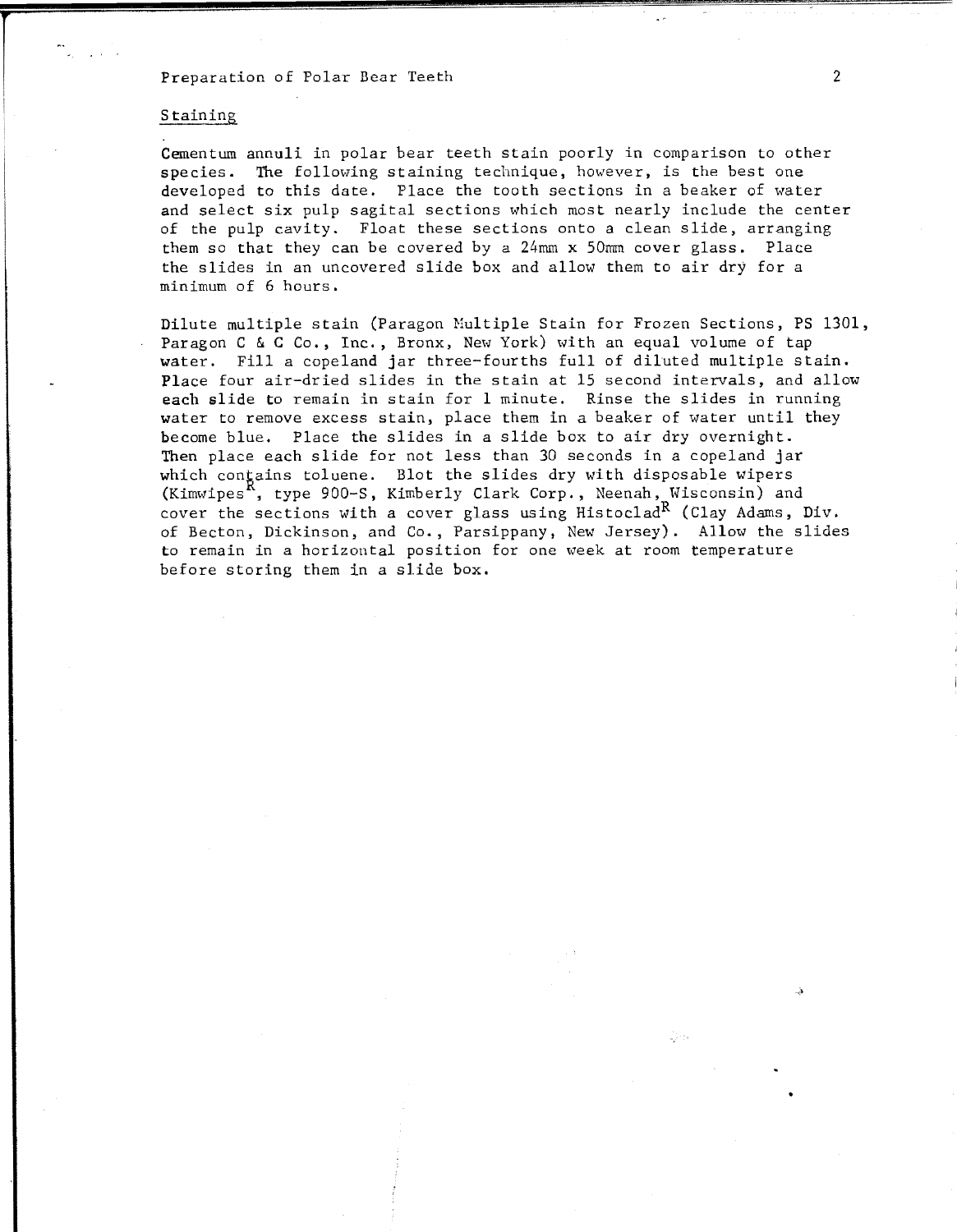## Staining

Cementum annuli in polar bear teeth stain poorly in comparison to other species. The following staining technique, however, is the best one developed to this date. Place the tooth sections in a beaker of water and select six pulp sagital sections which most nearly include the center of the pulp cavity. Float these sections onto a clean slide, arranging them so that they can be covered by a 24mm x 50mm cover glass. Place the slides in an uncovered slide box and allow them to air dry for a minimum of 6 hours.

Dilute multiple stain (Paragon Multiple Stain for Frozen Sections, PS 1301, Paragon C & C Co., Inc., Bronx, New York) with an equal volume of tap water. Fill a copeland jar three-fourths full of diluted multiple stain. Place four air-dried slides in the stain at 15 second intervals, and allow each slide to remain in stain for 1 minute. Rinse the slides in running water to remove excess stain, place them in a beaker of water until they become blue. Place the slides in a slide box to air dry overnight. Then place each slide for not less than 30 seconds in a copeland jar which contains toluene. Blot the slides dry with disposable wipers (Kimwipes[R], type 900-S, Kimberly Clark Corp., Neenah, Wisconsin) and cover the sections with a cover glass using Histoclad[R] (Clay Adams, Div. of Becton, Dickinson, and Co., Parsippany, New Jersey). Allow the slides to remain in a horizontal position for one week at room temperature before storing them in a slide box.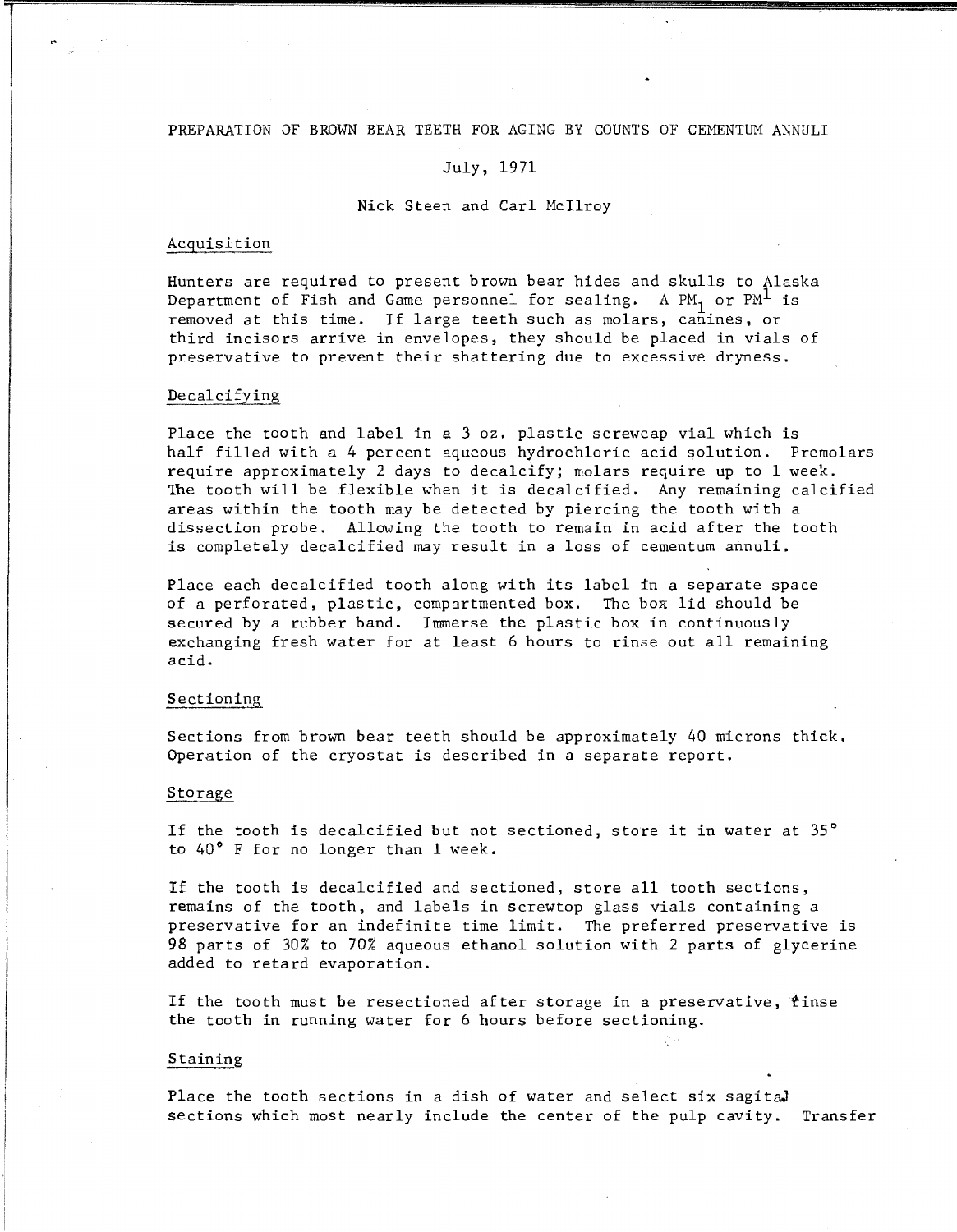# PREPARATION OF BROWN BEAR TEETH FOR AGING BY COUNTS OF CEMENTUM ANNULI

July, 1971

Nick Steen and Carl McIlroy

## Acquisition

Hunters are required to present brown bear hides and skulls to Alaska Department of Fish and Game personnel for sealing. A $PM_1$ or $PM^1$ is removed at this time. If large teeth such as molars, canines, or third incisors arrive in envelopes, they should be placed in vials of preservative to prevent their shattering due to excessive dryness.

## Decalcifying

Place the tooth and label in a 3 oz. plastic screwcap vial which is half filled with a 4 percent aqueous hydrochloric acid solution. Premolars require approximately 2 days to decalcify; molars require up to 1 week. The tooth will be flexible when it is decalcified. Any remaining calcified areas within the tooth may be detected by piercing the tooth with a dissection probe. Allowing the tooth to remain in acid after the tooth is completely decalcified may result in a loss of cementum annuli.

Place each decalcified tooth along with its label in a separate space of a perforated, plastic, compartmented box. The box lid should be secured by a rubber band. Immerse the plastic box in continuously exchanging fresh water for at least 6 hours to rinse out all remaining acid.

## Sectioning

Sections from brown bear teeth should be approximately 40 microns thick. Operation of the cryostat is described in a separate report.

## Storage

If the tooth is decalcified but not sectioned, store it in water at 35° to 40° F for no longer than 1 week.

If the tooth is decalcified and sectioned, store all tooth sections, remains of the tooth, and labels in screwtop glass vials containing a preservative for an indefinite time limit. The preferred preservative is 98 parts of 30% to 70% aqueous ethanol solution with 2 parts of glycerine added to retard evaporation.

If the tooth must be resectioned after storage in a preservative, rinse the tooth in running water for 6 hours before sectioning.

## Staining

Place the tooth sections in a dish of water and select six sagital sections which most nearly include the center of the pulp cavity. Transfer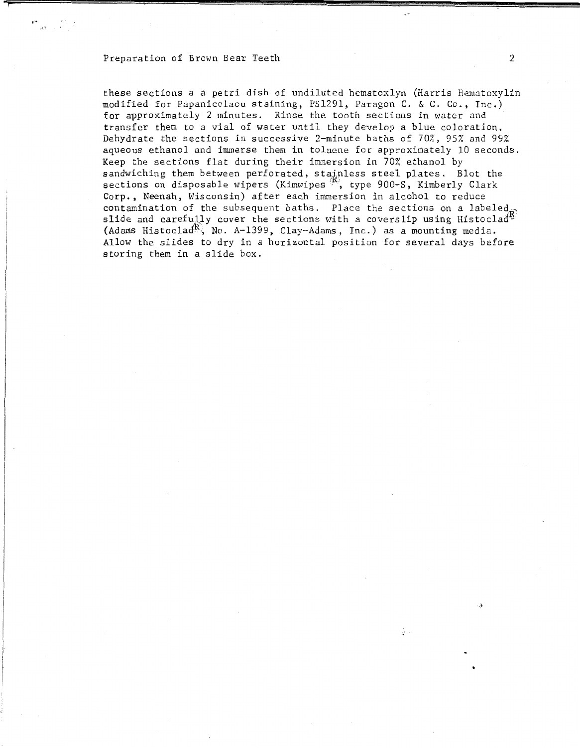these sections a a petri dish of undiluted hematoxlyn (Harris Hematoxylin modified for Papanicolaou staining, PS1291, Paragon C. & C. Co., Inc.) for approximately 2 minutes. Rinse the tooth sections in water and transfer them to a vial of water until they develop a blue coloration. Dehydrate the sections in successive 2-minute baths of 70%, 95% and 99% aqueous ethanol and immerse them in toluene for approximately 10 seconds. Keep the sections flat during their immersion in 70% ethanol by sandwiching them between perforated, stainless steel plates. Blot the sections on disposable wipers (Kimwipes®, type 900-S, Kimberly Clark Corp., Neenah, Wisconsin) after each immersion in alcohol to reduce contamination of the subsequent baths. Place the sections on a labeled slide and carefully cover the sections with a coverslip using Histoclad® (Adams Histoclad®, No. A-1399, Clay-Adams, Inc.) as a mounting media. Allow the slides to dry in a horizontal position for several days before storing them in a slide box.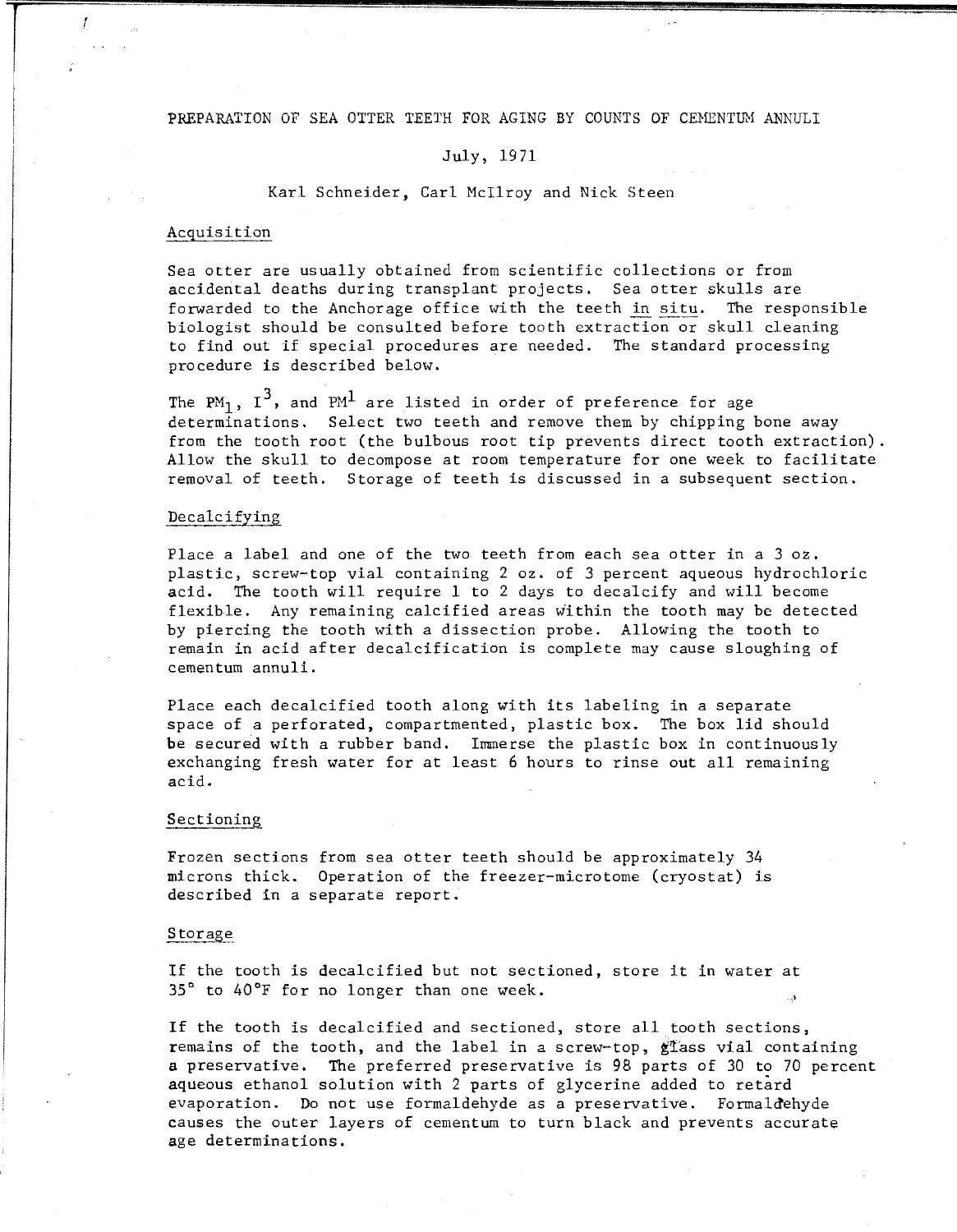# PREPARATION OF SEA OTTER TEETH FOR AGING BY COUNTS OF CEMENTUM ANNULI

July, 1971

Karl Schneider, Carl McIlroy and Nick Steen

## Acquisition

Sea otter are usually obtained from scientific collections or from accidental deaths during transplant projects. Sea otter skulls are forwarded to the Anchorage office with the teeth *in situ*. The responsible biologist should be consulted before tooth extraction or skull cleaning to find out if special procedures are needed. The standard processing procedure is described below.

The $PM_1$, $I^3$, and $PM^1$ are listed in order of preference for age determinations. Select two teeth and remove them by chipping bone away from the tooth root (the bulbous root tip prevents direct tooth extraction). Allow the skull to decompose at room temperature for one week to facilitate removal of teeth. Storage of teeth is discussed in a subsequent section.

## Decalcifying

Place a label and one of the two teeth from each sea otter in a 3 oz. plastic, screw-top vial containing 2 oz. of 3 percent aqueous hydrochloric acid. The tooth will require 1 to 2 days to decalcify and will become flexible. Any remaining calcified areas within the tooth may be detected by piercing the tooth with a dissection probe. Allowing the tooth to remain in acid after decalcification is complete may cause sloughing of cementum annuli.

Place each decalcified tooth along with its labeling in a separate space of a perforated, compartmented, plastic box. The box lid should be secured with a rubber band. Immerse the plastic box in continuously exchanging fresh water for at least 6 hours to rinse out all remaining acid.

## Sectioning

Frozen sections from sea otter teeth should be approximately 34 microns thick. Operation of the freezer-microtome (cryostat) is described in a separate report.

## Storage

If the tooth is decalcified but not sectioned, store it in water at 35° to 40°F for no longer than one week.

If the tooth is decalcified and sectioned, store all tooth sections, remains of the tooth, and the label in a screw-top, glass vial containing a preservative. The preferred preservative is 98 parts of 30 to 70 percent aqueous ethanol solution with 2 parts of glycerine added to retard evaporation. Do not use formaldehyde as a preservative. Formaldehyde causes the outer layers of cementum to turn black and prevents accurate age determinations.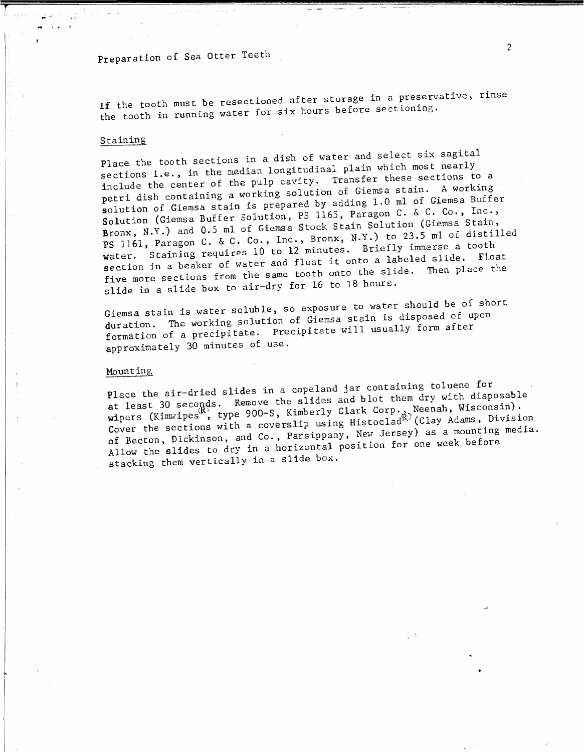If the tooth must be resectioned after storage in a preservative, rinse the tooth in running water for six hours before sectioning.

## Staining

Place the tooth sections in a dish of water and select six sagital sections i.e., in the median longitudinal plain which most nearly include the center of the pulp cavity. Transfer these sections to a petri dish containing a working solution of Giemsa stain. A working solution of Giemsa stain is prepared by adding 1.0 ml of Giemsa Buffer Solution (Giemsa Buffer Solution, PS 1165, Paragon C. & C. Co., Inc., Bronx, N.Y.) and 0.5 ml of Giemsa Stock Stain Solution (Giemsa Stain, PS 1161, Paragon C. & C. Co., Inc., Bronx, N.Y.) to 23.5 ml of distilled water. Staining requires 10 to 12 minutes. Briefly immerse a tooth section in a beaker of water and float it onto a labeled slide. Float five more sections from the same tooth onto the slide. Then place the slide in a slide box to air-dry for 16 to 18 hours.

Giemsa stain is water soluble, so exposure to water should be of short duration. The working solution of Giemsa stain is disposed of upon formation of a precipitate. Precipitate will usually form after approximately 30 minutes of use.

## Mounting

Place the air-dried slides in a copeland jar containing toluene for at least 30 seconds. Remove the slides and blot them dry with disposable wipers (Kimwipes®, type 900-S, Kimberly Clark Corp., Neenah, Wisconsin). Cover the sections with a coverslip using Histoclad® (Clay Adams, Division of Becton, Dickinson, and Co., Parsippany, New Jersey) as a mounting media. Allow the slides to dry in a horizontal position for one week before stacking them vertically in a slide box.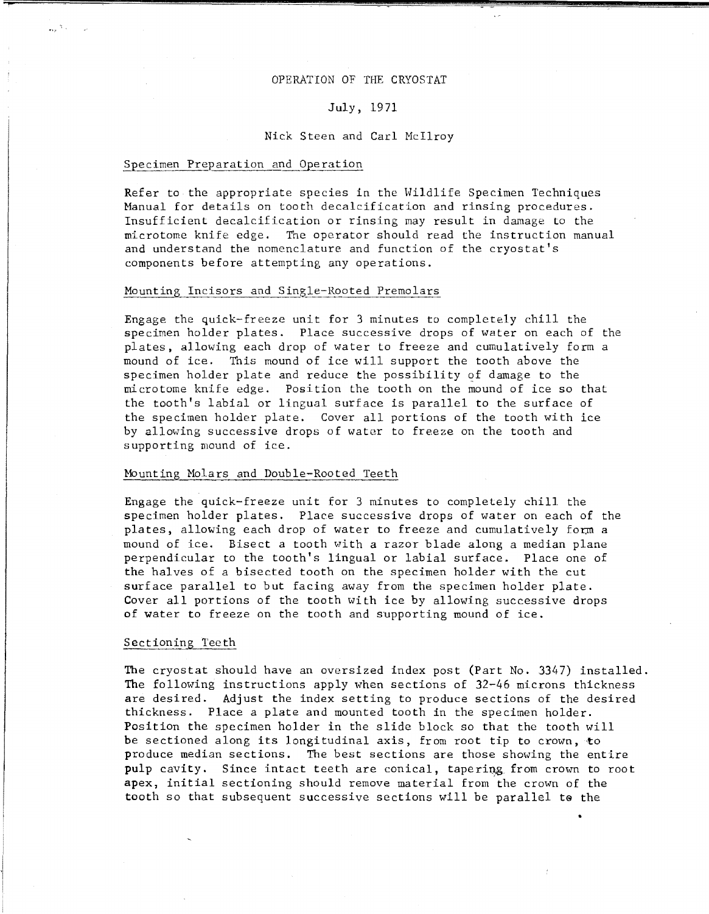OPERATION OF THE CRYOSTAT

July, 1971

Nick Steen and Carl McIlroy

## Specimen Preparation and Operation

Refer to the appropriate species in the Wildlife Specimen Techniques Manual for details on tooth decalcification and rinsing procedures. Insufficient decalcification or rinsing may result in damage to the microtome knife edge. The operator should read the instruction manual and understand the nomenclature and function of the cryostat's components before attempting any operations.

## Mounting Incisors and Single-Rooted Premolars

Engage the quick-freeze unit for 3 minutes to completely chill the specimen holder plates. Place successive drops of water on each of the plates, allowing each drop of water to freeze and cumulatively form a mound of ice. This mound of ice will support the tooth above the specimen holder plate and reduce the possibility of damage to the microtome knife edge. Position the tooth on the mound of ice so that the tooth's labial or lingual surface is parallel to the surface of the specimen holder plate. Cover all portions of the tooth with ice by allowing successive drops of water to freeze on the tooth and supporting mound of ice.

## Mounting Molars and Double-Rooted Teeth

Engage the quick-freeze unit for 3 minutes to completely chill the specimen holder plates. Place successive drops of water on each of the plates, allowing each drop of water to freeze and cumulatively form a mound of ice. Bisect a tooth with a razor blade along a median plane perpendicular to the tooth's lingual or labial surface. Place one of the halves of a bisected tooth on the specimen holder with the cut surface parallel to but facing away from the specimen holder plate. Cover all portions of the tooth with ice by allowing successive drops of water to freeze on the tooth and supporting mound of ice.

## Sectioning Teeth

The cryostat should have an oversized index post (Part No. 3347) installed. The following instructions apply when sections of 32-46 microns thickness are desired. Adjust the index setting to produce sections of the desired thickness. Place a plate and mounted tooth in the specimen holder. Position the specimen holder in the slide block so that the tooth will be sectioned along its longitudinal axis, from root tip to crown, to produce median sections. The best sections are those showing the entire pulp cavity. Since intact teeth are conical, tapering from crown to root apex, initial sectioning should remove material from the crown of the tooth so that subsequent successive sections will be parallel to the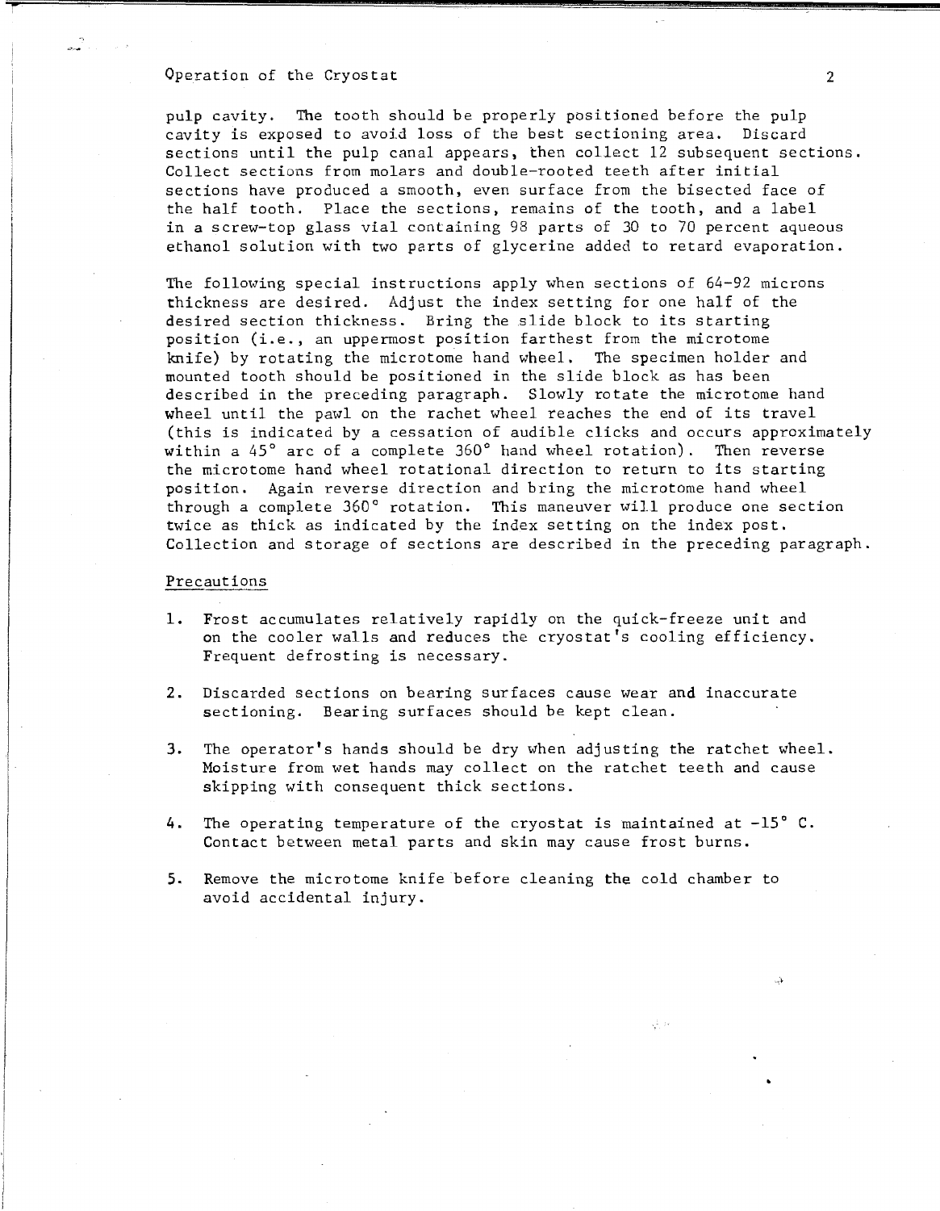pulp cavity. The tooth should be properly positioned before the pulp cavity is exposed to avoid loss of the best sectioning area. Discard sections until the pulp canal appears, then collect 12 subsequent sections. Collect sections from molars and double-rooted teeth after initial sections have produced a smooth, even surface from the bisected face of the half tooth. Place the sections, remains of the tooth, and a label in a screw-top glass vial containing 98 parts of 30 to 70 percent aqueous ethanol solution with two parts of glycerine added to retard evaporation.

The following special instructions apply when sections of 64-92 microns thickness are desired. Adjust the index setting for one half of the desired section thickness. Bring the slide block to its starting position (i.e., an uppermost position farthest from the microtome knife) by rotating the microtome hand wheel. The specimen holder and mounted tooth should be positioned in the slide block as has been described in the preceding paragraph. Slowly rotate the microtome hand wheel until the pawl on the rachet wheel reaches the end of its travel (this is indicated by a cessation of audible clicks and occurs approximately within a 45° arc of a complete 360° hand wheel rotation). Then reverse the microtome hand wheel rotational direction to return to its starting position. Again reverse direction and bring the microtome hand wheel through a complete 360° rotation. This maneuver will produce one section twice as thick as indicated by the index setting on the index post. Collection and storage of sections are described in the preceding paragraph.

## Precautions

1. Frost accumulates relatively rapidly on the quick-freeze unit and on the cooler walls and reduces the cryostat's cooling efficiency. Frequent defrosting is necessary.

2. Discarded sections on bearing surfaces cause wear and inaccurate sectioning. Bearing surfaces should be kept clean.

3. The operator's hands should be dry when adjusting the ratchet wheel. Moisture from wet hands may collect on the ratchet teeth and cause skipping with consequent thick sections.

4. The operating temperature of the cryostat is maintained at -15° C. Contact between metal parts and skin may cause frost burns.

5. Remove the microtome knife before cleaning the cold chamber to avoid accidental injury.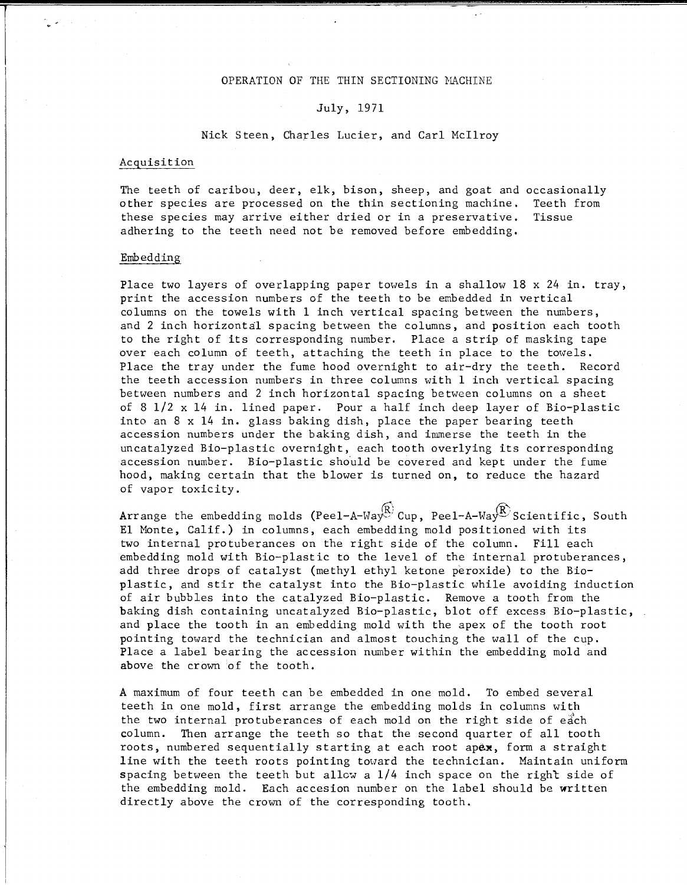# OPERATION OF THE THIN SECTIONING MACHINE

July, 1971

Nick Steen, Charles Lucier, and Carl McIlroy

## Acquisition

The teeth of caribou, deer, elk, bison, sheep, and goat and occasionally other species are processed on the thin sectioning machine. Teeth from these species may arrive either dried or in a preservative. Tissue adhering to the teeth need not be removed before embedding.

## Embedding

Place two layers of overlapping paper towels in a shallow 18 x 24 in. tray, print the accession numbers of the teeth to be embedded in vertical columns on the towels with 1 inch vertical spacing between the numbers, and 2 inch horizontal spacing between the columns, and position each tooth to the right of its corresponding number. Place a strip of masking tape over each column of teeth, attaching the teeth in place to the towels. Place the tray under the fume hood overnight to air-dry the teeth. Record the teeth accession numbers in three columns with 1 inch vertical spacing between numbers and 2 inch horizontal spacing between columns on a sheet of 8 1/2 x 14 in. lined paper. Pour a half inch deep layer of Bio-plastic into an 8 x 14 in. glass baking dish, place the paper bearing teeth accession numbers under the baking dish, and immerse the teeth in the uncatalyzed Bio-plastic overnight, each tooth overlying its corresponding accession number. Bio-plastic should be covered and kept under the fume hood, making certain that the blower is turned on, to reduce the hazard of vapor toxicity.

Arrange the embedding molds (Peel-A-Way® Cup, Peel-A-Way® Scientific, South El Monte, Calif.) in columns, each embedding mold positioned with its two internal protuberances on the right side of the column. Fill each embedding mold with Bio-plastic to the level of the internal protuberances, add three drops of catalyst (methyl ethyl ketone peroxide) to the Bio-plastic, and stir the catalyst into the Bio-plastic while avoiding induction of air bubbles into the catalyzed Bio-plastic. Remove a tooth from the baking dish containing uncatalyzed Bio-plastic, blot off excess Bio-plastic, and place the tooth in an embedding mold with the apex of the tooth root pointing toward the technician and almost touching the wall of the cup. Place a label bearing the accession number within the embedding mold and above the crown of the tooth.

A maximum of four teeth can be embedded in one mold. To embed several teeth in one mold, first arrange the embedding molds in columns with the two internal protuberances of each mold on the right side of each column. Then arrange the teeth so that the second quarter of all tooth roots, numbered sequentially starting at each root apex, form a straight line with the teeth roots pointing toward the technician. Maintain uniform spacing between the teeth but allow a 1/4 inch space on the right side of the embedding mold. Each accesion number on the label should be written directly above the crown of the corresponding tooth.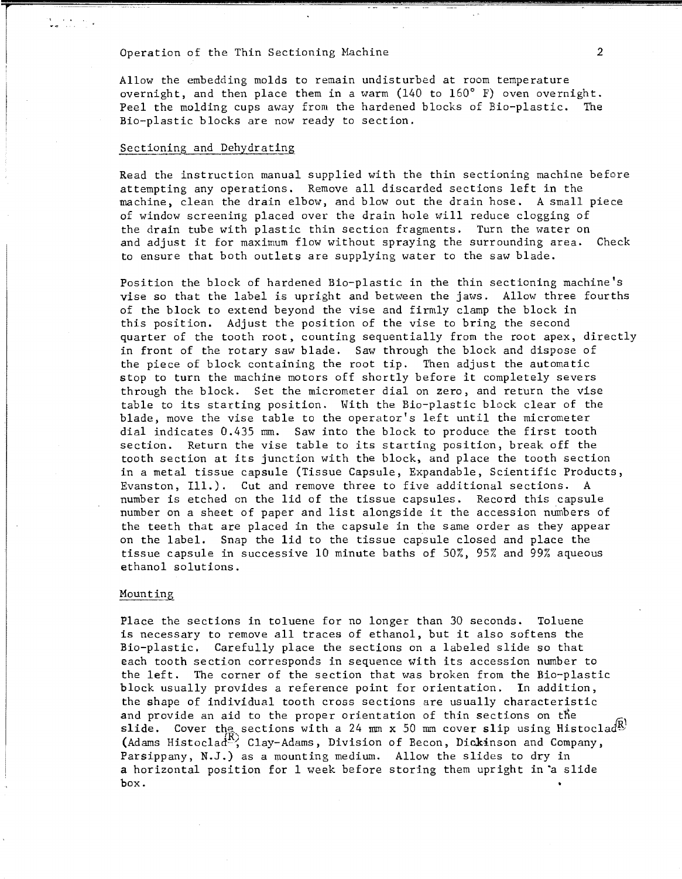Allow the embedding molds to remain undisturbed at room temperature overnight, and then place them in a warm (140 to 160° F) oven overnight. Peel the molding cups away from the hardened blocks of Bio-plastic. The Bio-plastic blocks are now ready to section.

## Sectioning and Dehydrating

Read the instruction manual supplied with the thin sectioning machine before attempting any operations. Remove all discarded sections left in the machine, clean the drain elbow, and blow out the drain hose. A small piece of window screening placed over the drain hole will reduce clogging of the drain tube with plastic thin section fragments. Turn the water on and adjust it for maximum flow without spraying the surrounding area. Check to ensure that both outlets are supplying water to the saw blade.

Position the block of hardened Bio-plastic in the thin sectioning machine's vise so that the label is upright and between the jaws. Allow three fourths of the block to extend beyond the vise and firmly clamp the block in this position. Adjust the position of the vise to bring the second quarter of the tooth root, counting sequentially from the root apex, directly in front of the rotary saw blade. Saw through the block and dispose of the piece of block containing the root tip. Then adjust the automatic stop to turn the machine motors off shortly before it completely severs through the block. Set the micrometer dial on zero, and return the vise table to its starting position. With the Bio-plastic block clear of the blade, move the vise table to the operator's left until the micrometer dial indicates 0.435 mm. Saw into the block to produce the first tooth section. Return the vise table to its starting position, break off the tooth section at its junction with the block, and place the tooth section in a metal tissue capsule (Tissue Capsule, Expandable, Scientific Products, Evanston, Ill.). Cut and remove three to five additional sections. A number is etched on the lid of the tissue capsules. Record this capsule number on a sheet of paper and list alongside it the accession numbers of the teeth that are placed in the capsule in the same order as they appear on the label. Snap the lid to the tissue capsule closed and place the tissue capsule in successive 10 minute baths of 50%, 95% and 99% aqueous ethanol solutions.

## Mounting

Place the sections in toluene for no longer than 30 seconds. Toluene is necessary to remove all traces of ethanol, but it also softens the Bio-plastic. Carefully place the sections on a labeled slide so that each tooth section corresponds in sequence with its accession number to the left. The corner of the section that was broken from the Bio-plastic block usually provides a reference point for orientation. In addition, the shape of individual tooth cross sections are usually characteristic and provide an aid to the proper orientation of thin sections on the slide. Cover the sections with a 24 mm x 50 mm cover slip using Histoclad® (Adams Histoclad®, Clay-Adams, Division of Becon, Dickinson and Company, Parsippany, N.J.) as a mounting medium. Allow the slides to dry in a horizontal position for 1 week before storing them upright in a slide box.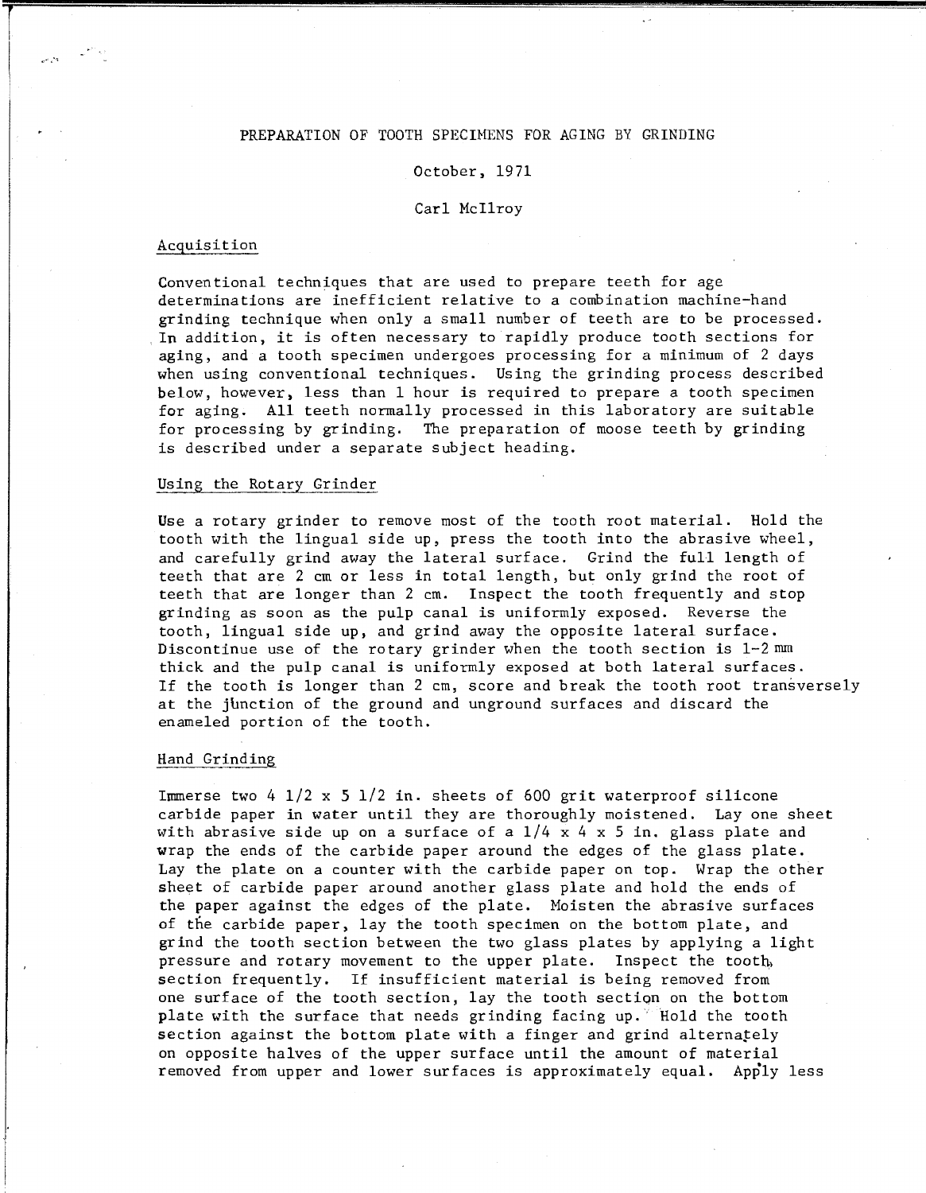PREPARATION OF TOOTH SPECIMENS FOR AGING BY GRINDING

October, 1971

Carl McIlroy

## Acquisition

Conventional techniques that are used to prepare teeth for age determinations are inefficient relative to a combination machine-hand grinding technique when only a small number of teeth are to be processed. In addition, it is often necessary to rapidly produce tooth sections for aging, and a tooth specimen undergoes processing for a minimum of 2 days when using conventional techniques. Using the grinding process described below, however, less than 1 hour is required to prepare a tooth specimen for aging. All teeth normally processed in this laboratory are suitable for processing by grinding. The preparation of moose teeth by grinding is described under a separate subject heading.

## Using the Rotary Grinder

Use a rotary grinder to remove most of the tooth root material. Hold the tooth with the lingual side up, press the tooth into the abrasive wheel, and carefully grind away the lateral surface. Grind the full length of teeth that are 2 cm or less in total length, but only grind the root of teeth that are longer than 2 cm. Inspect the tooth frequently and stop grinding as soon as the pulp canal is uniformly exposed. Reverse the tooth, lingual side up, and grind away the opposite lateral surface. Discontinue use of the rotary grinder when the tooth section is 1-2 mm thick and the pulp canal is uniformly exposed at both lateral surfaces. If the tooth is longer than 2 cm, score and break the tooth root transversely at the junction of the ground and unground surfaces and discard the enameled portion of the tooth.

## Hand Grinding

Immerse two 4 1/2 x 5 1/2 in. sheets of 600 grit waterproof silicone carbide paper in water until they are thoroughly moistened. Lay one sheet with abrasive side up on a surface of a 1/4 x 4 x 5 in. glass plate and wrap the ends of the carbide paper around the edges of the glass plate. Lay the plate on a counter with the carbide paper on top. Wrap the other sheet of carbide paper around another glass plate and hold the ends of the paper against the edges of the plate. Moisten the abrasive surfaces of the carbide paper, lay the tooth specimen on the bottom plate, and grind the tooth section between the two glass plates by applying a light pressure and rotary movement to the upper plate. Inspect the tooth section frequently. If insufficient material is being removed from one surface of the tooth section, lay the tooth section on the bottom plate with the surface that needs grinding facing up. Hold the tooth section against the bottom plate with a finger and grind alternately on opposite halves of the upper surface until the amount of material removed from upper and lower surfaces is approximately equal. Apply less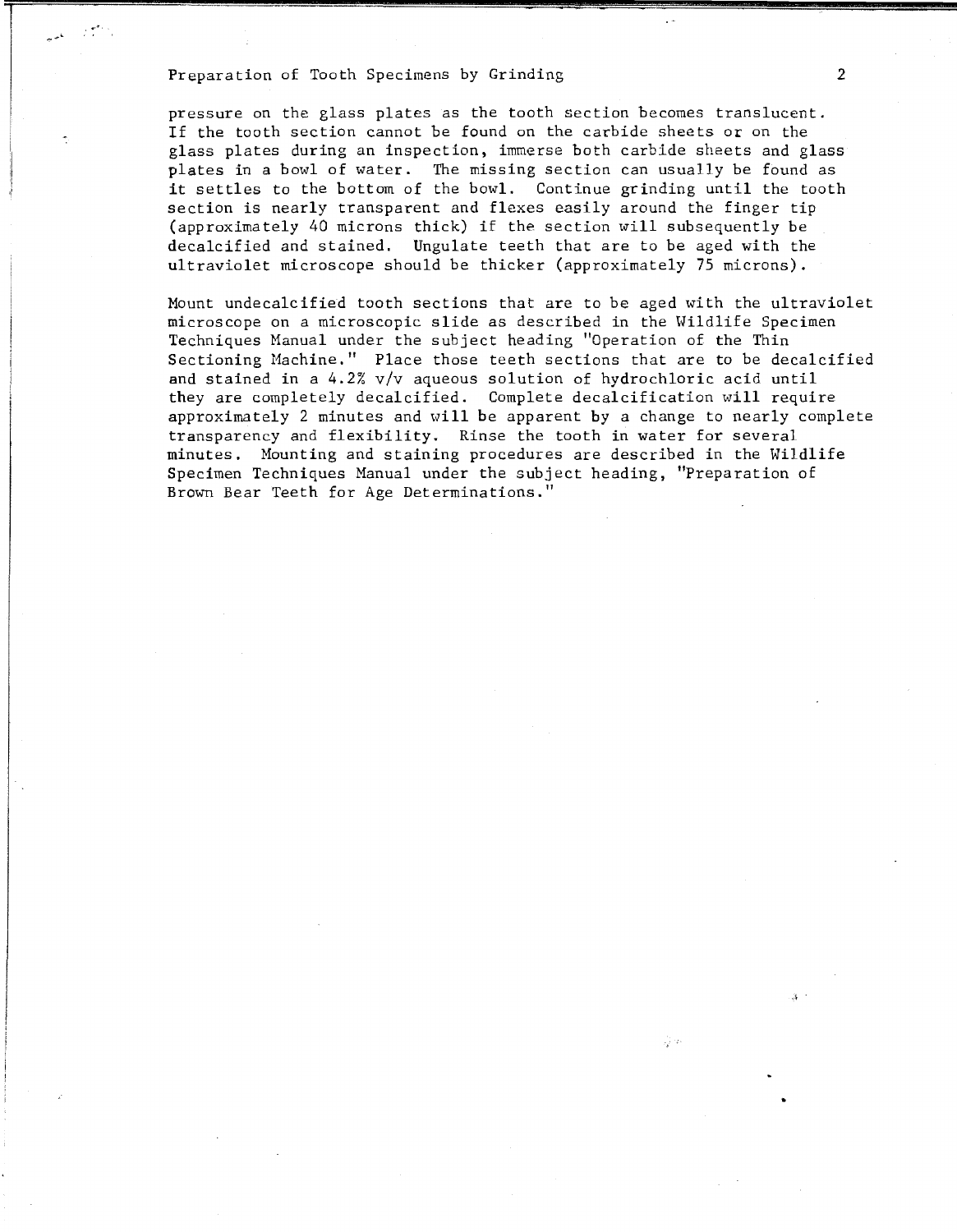pressure on the glass plates as the tooth section becomes translucent. If the tooth section cannot be found on the carbide sheets or on the glass plates during an inspection, immerse both carbide sheets and glass plates in a bowl of water. The missing section can usually be found as it settles to the bottom of the bowl. Continue grinding until the tooth section is nearly transparent and flexes easily around the finger tip (approximately 40 microns thick) if the section will subsequently be decalcified and stained. Ungulate teeth that are to be aged with the ultraviolet microscope should be thicker (approximately 75 microns).

Mount undecalcified tooth sections that are to be aged with the ultraviolet microscope on a microscopic slide as described in the Wildlife Specimen Techniques Manual under the subject heading "Operation of the Thin Sectioning Machine." Place those teeth sections that are to be decalcified and stained in a 4.2% v/v aqueous solution of hydrochloric acid until they are completely decalcified. Complete decalcification will require approximately 2 minutes and will be apparent by a change to nearly complete transparency and flexibility. Rinse the tooth in water for several minutes. Mounting and staining procedures are described in the Wildlife Specimen Techniques Manual under the subject heading, "Preparation of Brown Bear Teeth for Age Determinations."